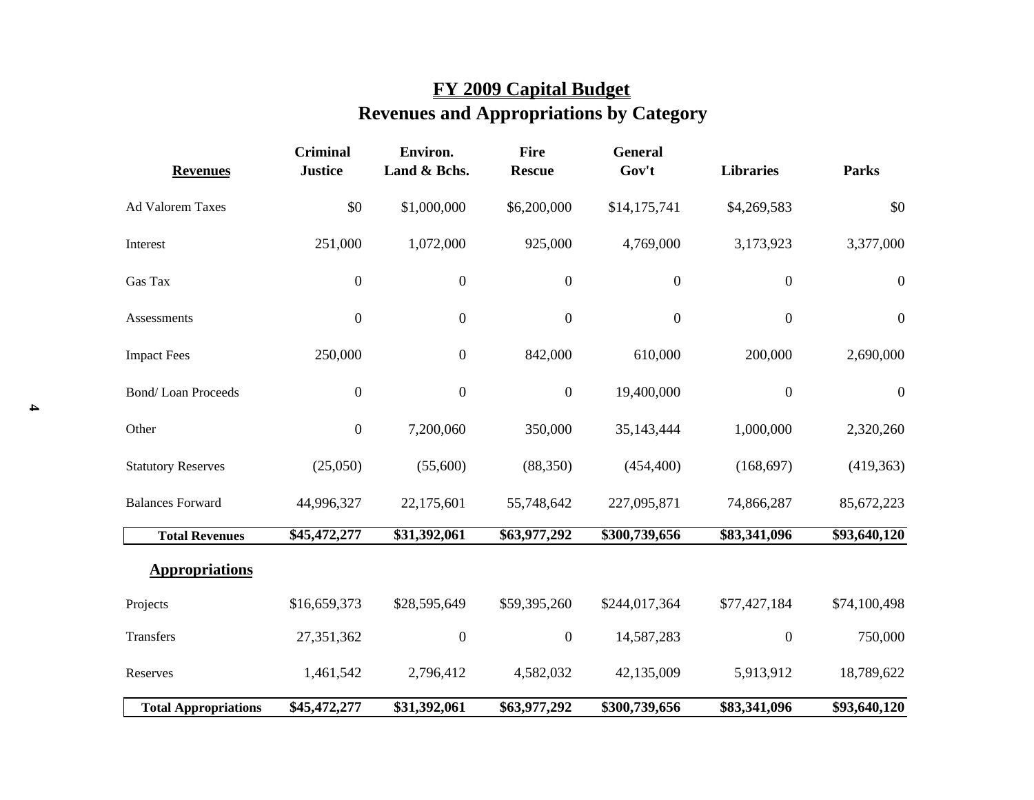# FY 2009 Capital Budget

## Revenues and Appropriations by Category

| Revenues | Criminal Justice | Environ. Land & Bchs. | Fire Rescue | General Gov't | Libraries | Parks |
|---|---|---|---|---|---|---|
| Ad Valorem Taxes | $0 | $1,000,000 | $6,200,000 | $14,175,741 | $4,269,583 | $0 |
| Interest | 251,000 | 1,072,000 | 925,000 | 4,769,000 | 3,173,923 | 3,377,000 |
| Gas Tax | 0 | 0 | 0 | 0 | 0 | 0 |
| Assessments | 0 | 0 | 0 | 0 | 0 | 0 |
| Impact Fees | 250,000 | 0 | 842,000 | 610,000 | 200,000 | 2,690,000 |
| Bond/ Loan Proceeds | 0 | 0 | 0 | 19,400,000 | 0 | 0 |
| Other | 0 | 7,200,060 | 350,000 | 35,143,444 | 1,000,000 | 2,320,260 |
| Statutory Reserves | (25,050) | (55,600) | (88,350) | (454,400) | (168,697) | (419,363) |
| Balances Forward | 44,996,327 | 22,175,601 | 55,748,642 | 227,095,871 | 74,866,287 | 85,672,223 |
| **Total Revenues** | **$45,472,277** | **$31,392,061** | **$63,977,292** | **$300,739,656** | **$83,341,096** | **$93,640,120** |
| **Appropriations** | | | | | | |
| Projects | $16,659,373 | $28,595,649 | $59,395,260 | $244,017,364 | $77,427,184 | $74,100,498 |
| Transfers | 27,351,362 | 0 | 0 | 14,587,283 | 0 | 750,000 |
| Reserves | 1,461,542 | 2,796,412 | 4,582,032 | 42,135,009 | 5,913,912 | 18,789,622 |
| **Total Appropriations** | **$45,472,277** | **$31,392,061** | **$63,977,292** | **$300,739,656** | **$83,341,096** | **$93,640,120** |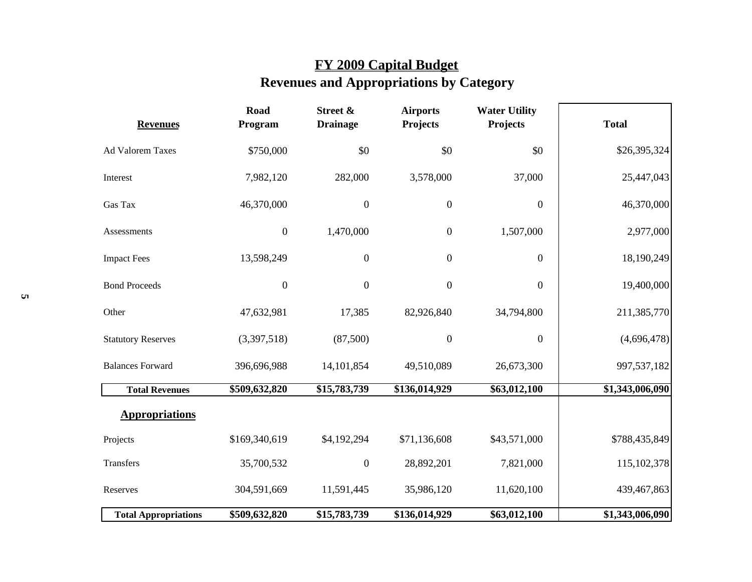# FY 2009 Capital Budget
## Revenues and Appropriations by Category

| Revenues | Road Program | Street & Drainage | Airports Projects | Water Utility Projects | Total |
|---|---|---|---|---|---|
| Ad Valorem Taxes | $750,000 | $0 | $0 | $0 | $26,395,324 |
| Interest | 7,982,120 | 282,000 | 3,578,000 | 37,000 | 25,447,043 |
| Gas Tax | 46,370,000 | 0 | 0 | 0 | 46,370,000 |
| Assessments | 0 | 1,470,000 | 0 | 1,507,000 | 2,977,000 |
| Impact Fees | 13,598,249 | 0 | 0 | 0 | 18,190,249 |
| Bond Proceeds | 0 | 0 | 0 | 0 | 19,400,000 |
| Other | 47,632,981 | 17,385 | 82,926,840 | 34,794,800 | 211,385,770 |
| Statutory Reserves | (3,397,518) | (87,500) | 0 | 0 | (4,696,478) |
| Balances Forward | 396,696,988 | 14,101,854 | 49,510,089 | 26,673,300 | 997,537,182 |
| **Total Revenues** | **$509,632,820** | **$15,783,739** | **$136,014,929** | **$63,012,100** | **$1,343,006,090** |
| **Appropriations** | | | | | |
| Projects | $169,340,619 | $4,192,294 | $71,136,608 | $43,571,000 | $788,435,849 |
| Transfers | 35,700,532 | 0 | 28,892,201 | 7,821,000 | 115,102,378 |
| Reserves | 304,591,669 | 11,591,445 | 35,986,120 | 11,620,100 | 439,467,863 |
| **Total Appropriations** | **$509,632,820** | **$15,783,739** | **$136,014,929** | **$63,012,100** | **$1,343,006,090** |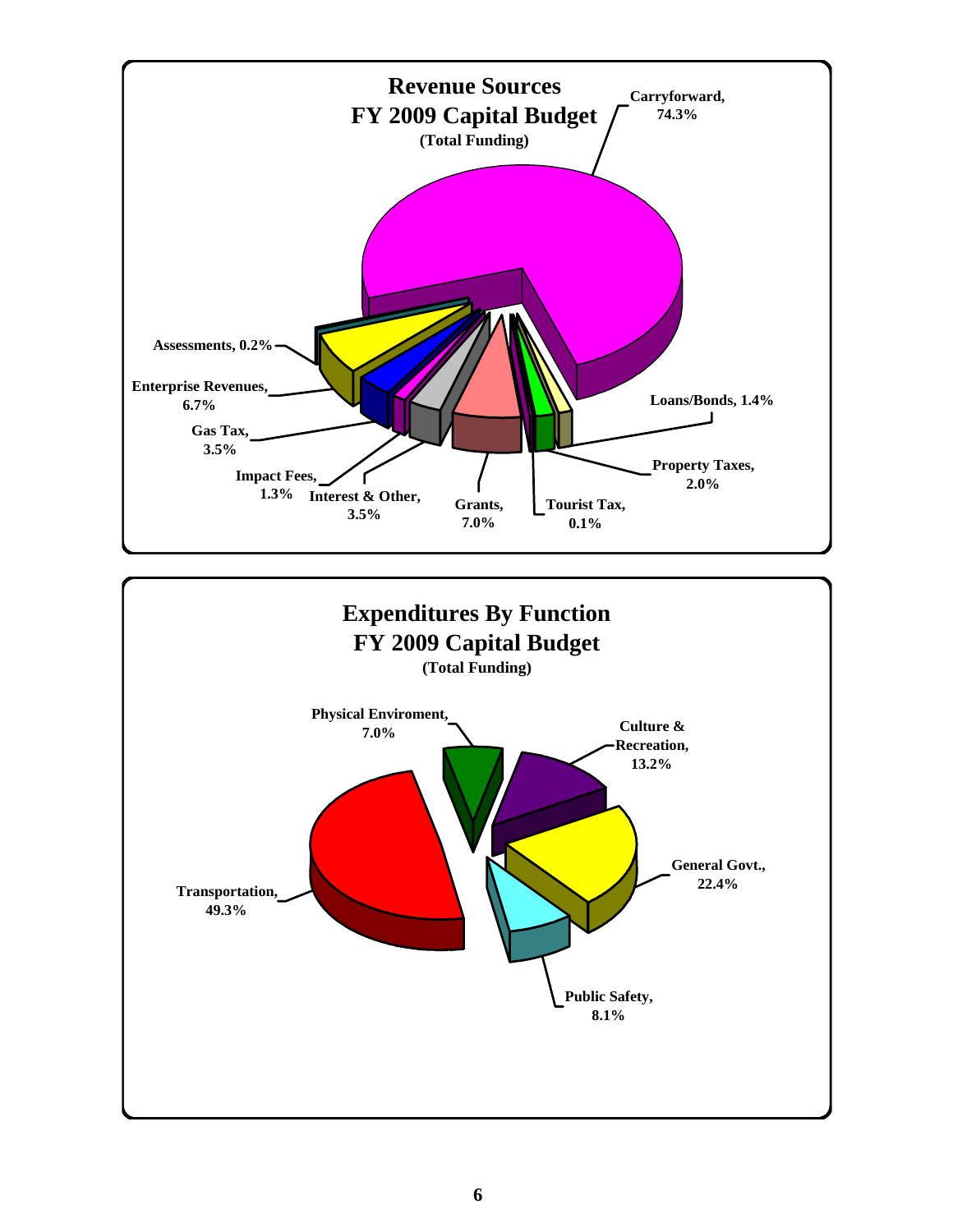## Revenue Sources
## FY 2009 Capital Budget
**(Total Funding)**

- Carryforward, 74.3%
- Assessments, 0.2%
- Enterprise Revenues, 6.7%
- Gas Tax, 3.5%
- Impact Fees, 1.3%
- Interest & Other, 3.5%
- Grants, 7.0%
- Tourist Tax, 0.1%
- Property Taxes, 2.0%
- Loans/Bonds, 1.4%

## Expenditures By Function
## FY 2009 Capital Budget
**(Total Funding)**

- Physical Enviroment, 7.0%
- Culture & Recreation, 13.2%
- General Govt., 22.4%
- Public Safety, 8.1%
- Transportation, 49.3%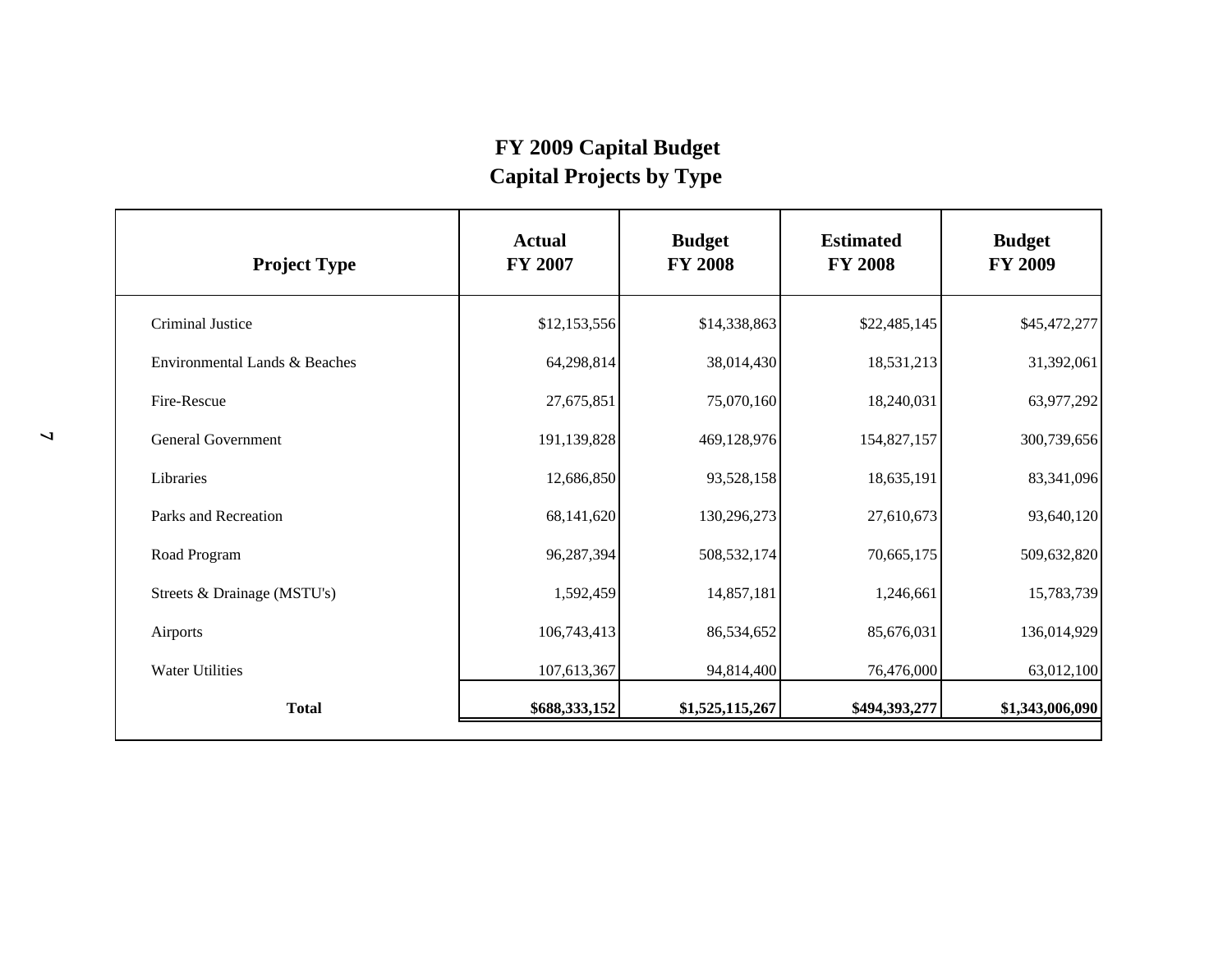# FY 2009 Capital Budget
## Capital Projects by Type

| Project Type | Actual FY 2007 | Budget FY 2008 | Estimated FY 2008 | Budget FY 2009 |
|---|---|---|---|---|
| Criminal Justice | $12,153,556 | $14,338,863 | $22,485,145 | $45,472,277 |
| Environmental Lands & Beaches | 64,298,814 | 38,014,430 | 18,531,213 | 31,392,061 |
| Fire-Rescue | 27,675,851 | 75,070,160 | 18,240,031 | 63,977,292 |
| General Government | 191,139,828 | 469,128,976 | 154,827,157 | 300,739,656 |
| Libraries | 12,686,850 | 93,528,158 | 18,635,191 | 83,341,096 |
| Parks and Recreation | 68,141,620 | 130,296,273 | 27,610,673 | 93,640,120 |
| Road Program | 96,287,394 | 508,532,174 | 70,665,175 | 509,632,820 |
| Streets & Drainage (MSTU's) | 1,592,459 | 14,857,181 | 1,246,661 | 15,783,739 |
| Airports | 106,743,413 | 86,534,652 | 85,676,031 | 136,014,929 |
| Water Utilities | 107,613,367 | 94,814,400 | 76,476,000 | 63,012,100 |
| **Total** | **$688,333,152** | **$1,525,115,267** | **$494,393,277** | **$1,343,006,090** |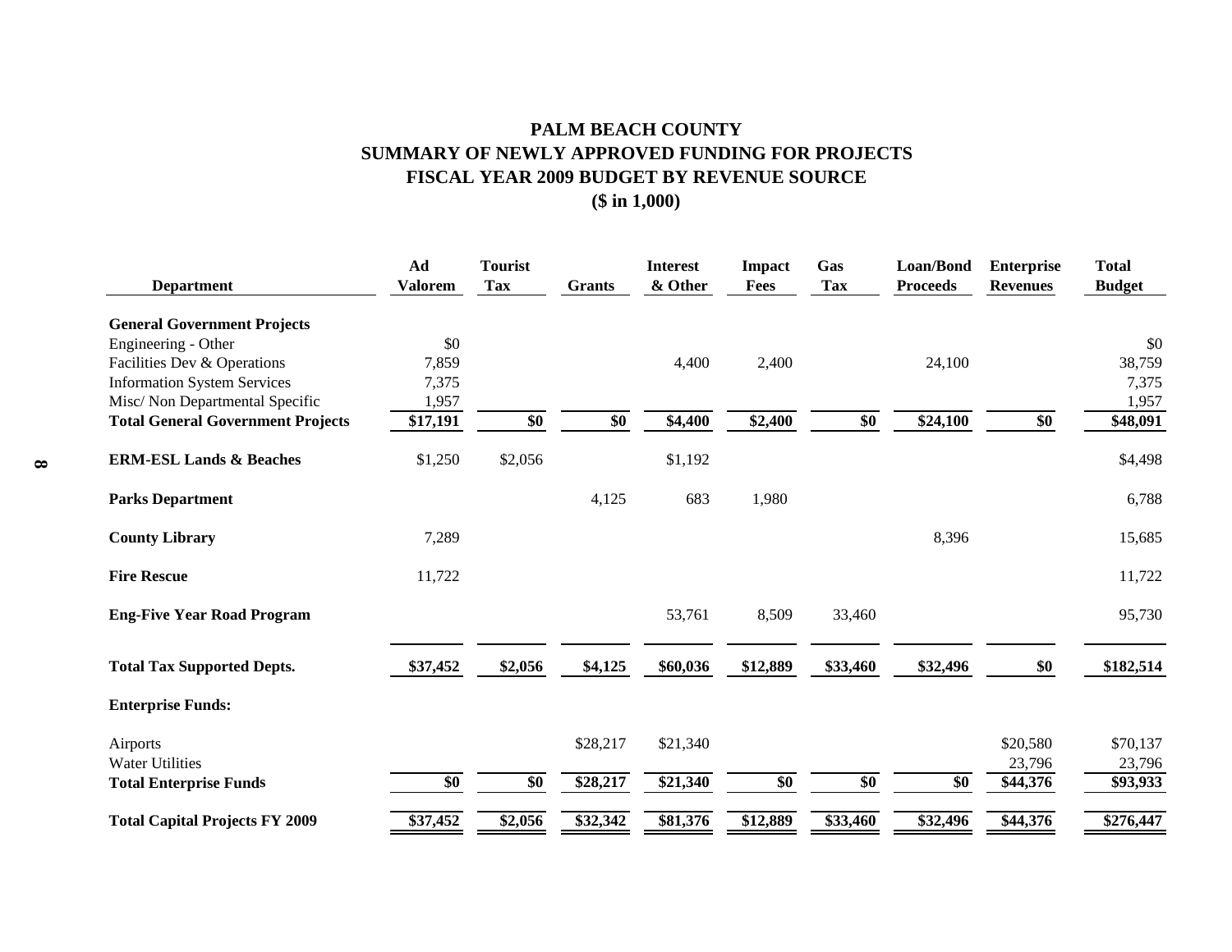# PALM BEACH COUNTY
## SUMMARY OF NEWLY APPROVED FUNDING FOR PROJECTS
## FISCAL YEAR 2009 BUDGET BY REVENUE SOURCE
## ($ in 1,000)

| Department | Ad Valorem | Tourist Tax | Grants | Interest & Other | Impact Fees | Gas Tax | Loan/Bond Proceeds | Enterprise Revenues | Total Budget |
|---|---|---|---|---|---|---|---|---|---|
| **General Government Projects** | | | | | | | | | |
| Engineering - Other | $0 | | | | | | | | $0 |
| Facilities Dev & Operations | 7,859 | | | 4,400 | 2,400 | | 24,100 | | 38,759 |
| Information System Services | 7,375 | | | | | | | | 7,375 |
| Misc/ Non Departmental Specific | 1,957 | | | | | | | | 1,957 |
| **Total General Government Projects** | **$17,191** | **$0** | **$0** | **$4,400** | **$2,400** | **$0** | **$24,100** | **$0** | **$48,091** |
| **ERM-ESL Lands & Beaches** | $1,250 | $2,056 | | $1,192 | | | | | $4,498 |
| **Parks Department** | | | 4,125 | 683 | 1,980 | | | | 6,788 |
| **County Library** | 7,289 | | | | | | 8,396 | | 15,685 |
| **Fire Rescue** | 11,722 | | | | | | | | 11,722 |
| **Eng-Five Year Road Program** | | | | 53,761 | 8,509 | 33,460 | | | 95,730 |
| **Total Tax Supported Depts.** | **$37,452** | **$2,056** | **$4,125** | **$60,036** | **$12,889** | **$33,460** | **$32,496** | **$0** | **$182,514** |
| **Enterprise Funds:** | | | | | | | | | |
| Airports | | | $28,217 | $21,340 | | | | $20,580 | $70,137 |
| Water Utilities | | | | | | | | 23,796 | 23,796 |
| **Total Enterprise Funds** | **$0** | **$0** | **$28,217** | **$21,340** | **$0** | **$0** | **$0** | **$44,376** | **$93,933** |
| **Total Capital Projects FY 2009** | **$37,452** | **$2,056** | **$32,342** | **$81,376** | **$12,889** | **$33,460** | **$32,496** | **$44,376** | **$276,447** |